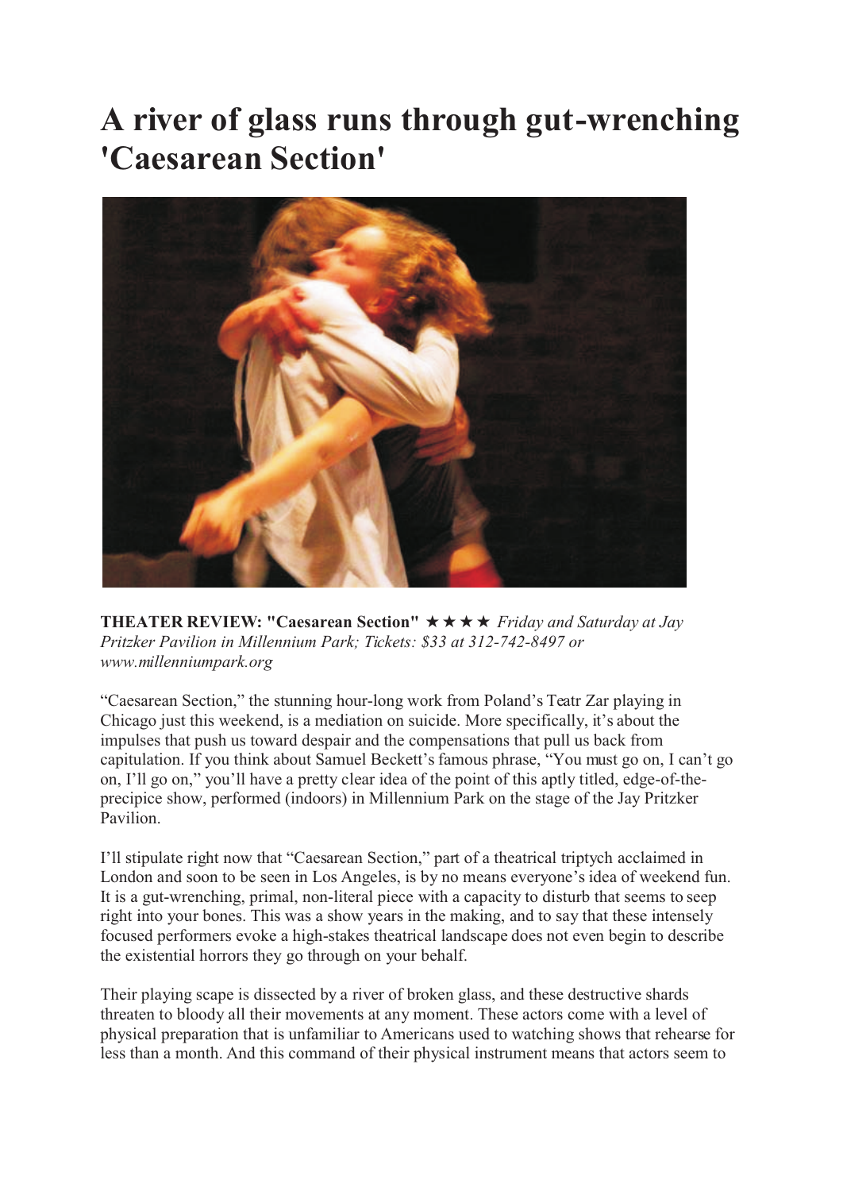# A river of glass runs through gut-wrenching 'Caesarean Section'

**THEATER REVIEW: "Caesarean Section"** ★★★★ *Friday and Saturday at Jay Pritzker Pavilion in Millennium Park; Tickets: $33 at 312-742-8497 or www.millenniumpark.org*

"Caesarean Section," the stunning hour-long work from Poland's Teatr Zar playing in Chicago just this weekend, is a mediation on suicide. More specifically, it's about the impulses that push us toward despair and the compensations that pull us back from capitulation. If you think about Samuel Beckett's famous phrase, "You must go on, I can't go on, I'll go on," you'll have a pretty clear idea of the point of this aptly titled, edge-of-the-precipice show, performed (indoors) in Millennium Park on the stage of the Jay Pritzker Pavilion.

I'll stipulate right now that "Caesarean Section," part of a theatrical triptych acclaimed in London and soon to be seen in Los Angeles, is by no means everyone's idea of weekend fun. It is a gut-wrenching, primal, non-literal piece with a capacity to disturb that seems to seep right into your bones. This was a show years in the making, and to say that these intensely focused performers evoke a high-stakes theatrical landscape does not even begin to describe the existential horrors they go through on your behalf.

Their playing scape is dissected by a river of broken glass, and these destructive shards threaten to bloody all their movements at any moment. These actors come with a level of physical preparation that is unfamiliar to Americans used to watching shows that rehearse for less than a month. And this command of their physical instrument means that actors seem to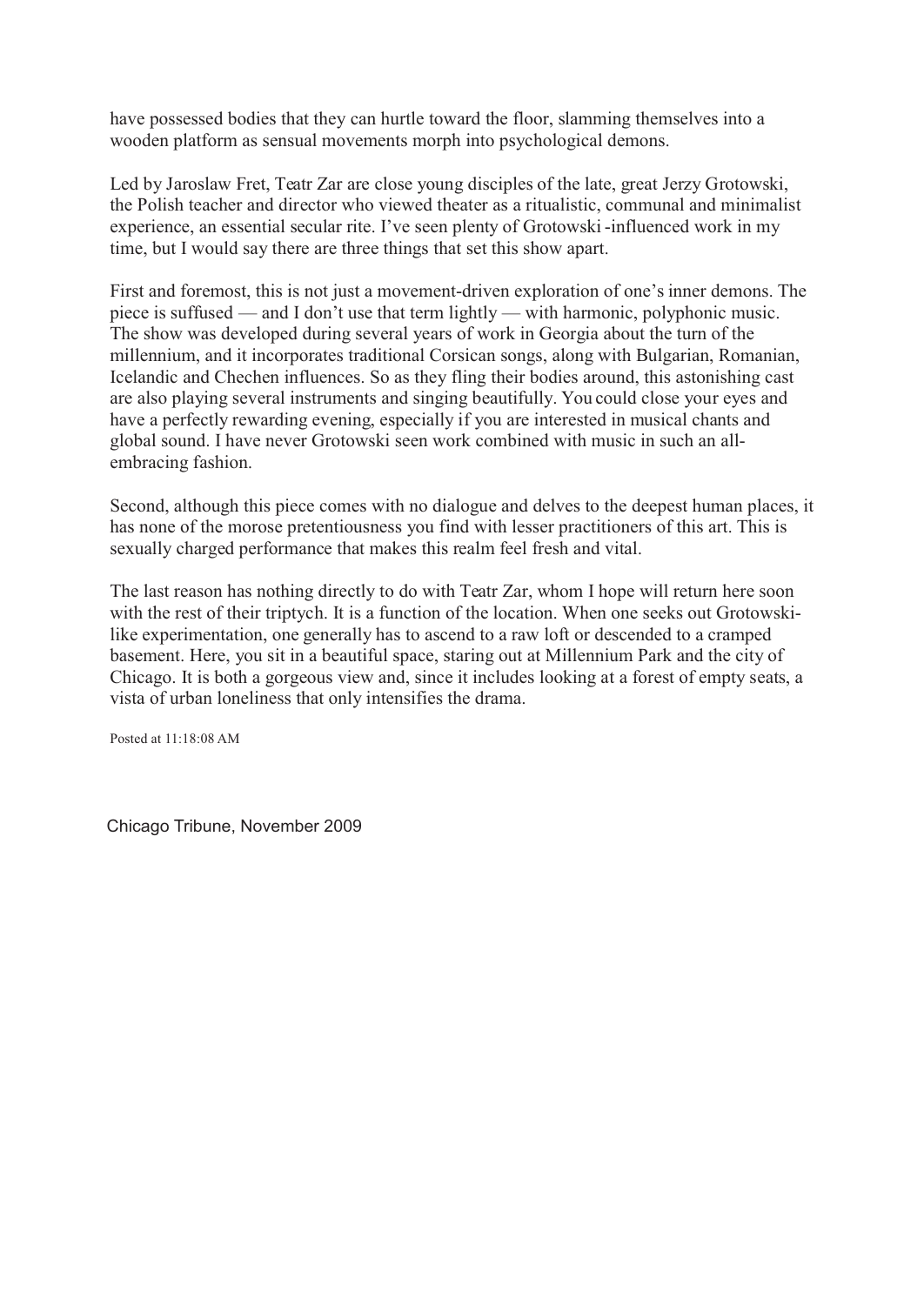have possessed bodies that they can hurtle toward the floor, slamming themselves into a wooden platform as sensual movements morph into psychological demons.

Led by Jaroslaw Fret, Teatr Zar are close young disciples of the late, great Jerzy Grotowski, the Polish teacher and director who viewed theater as a ritualistic, communal and minimalist experience, an essential secular rite. I've seen plenty of Grotowski -influenced work in my time, but I would say there are three things that set this show apart.

First and foremost, this is not just a movement-driven exploration of one's inner demons. The piece is suffused — and I don't use that term lightly — with harmonic, polyphonic music. The show was developed during several years of work in Georgia about the turn of the millennium, and it incorporates traditional Corsican songs, along with Bulgarian, Romanian, Icelandic and Chechen influences. So as they fling their bodies around, this astonishing cast are also playing several instruments and singing beautifully. You could close your eyes and have a perfectly rewarding evening, especially if you are interested in musical chants and global sound. I have never Grotowski seen work combined with music in such an all-embracing fashion.

Second, although this piece comes with no dialogue and delves to the deepest human places, it has none of the morose pretentiousness you find with lesser practitioners of this art. This is sexually charged performance that makes this realm feel fresh and vital.

The last reason has nothing directly to do with Teatr Zar, whom I hope will return here soon with the rest of their triptych. It is a function of the location. When one seeks out Grotowski-like experimentation, one generally has to ascend to a raw loft or descended to a cramped basement. Here, you sit in a beautiful space, staring out at Millennium Park and the city of Chicago. It is both a gorgeous view and, since it includes looking at a forest of empty seats, a vista of urban loneliness that only intensifies the drama.

Posted at 11:18:08 AM

Chicago Tribune, November 2009